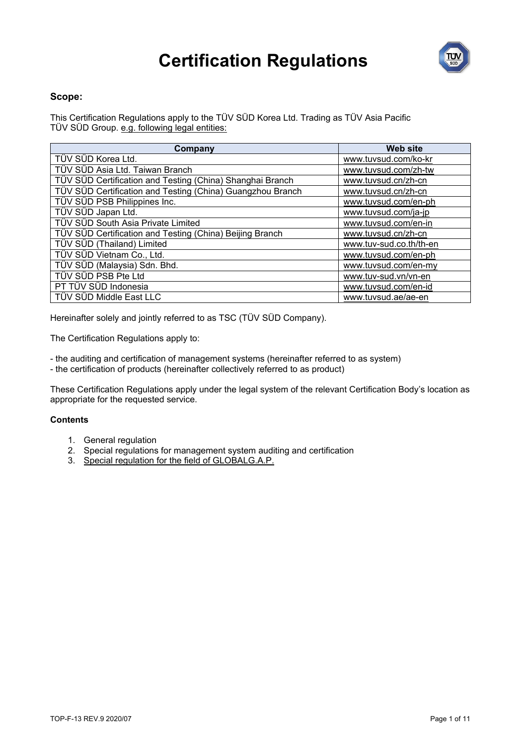# Certification Regulations

**Scope:**

This Certification Regulations apply to the TÜV SÜD Korea Ltd. Trading as TÜV Asia Pacific TÜV SÜD Group. e.g. following legal entities:

| Company | Web site |
|---|---|
| TÜV SÜD Korea Ltd. | www.tuvsud.com/ko-kr |
| TÜV SÜD Asia Ltd. Taiwan Branch | www.tuvsud.com/zh-tw |
| TÜV SÜD Certification and Testing (China) Shanghai Branch | www.tuvsud.cn/zh-cn |
| TÜV SÜD Certification and Testing (China) Guangzhou Branch | www.tuvsud.cn/zh-cn |
| TÜV SÜD PSB Philippines Inc. | www.tuvsud.com/en-ph |
| TÜV SÜD Japan Ltd. | www.tuvsud.com/ja-jp |
| TÜV SÜD South Asia Private Limited | www.tuvsud.com/en-in |
| TÜV SÜD Certification and Testing (China) Beijing Branch | www.tuvsud.cn/zh-cn |
| TÜV SÜD (Thailand) Limited | www.tuv-sud.co.th/th-en |
| TÜV SÜD Vietnam Co., Ltd. | www.tuvsud.com/en-ph |
| TÜV SÜD (Malaysia) Sdn. Bhd. | www.tuvsud.com/en-my |
| TÜV SÜD PSB Pte Ltd | www.tuv-sud.vn/vn-en |
| PT TÜV SÜD Indonesia | www.tuvsud.com/en-id |
| TÜV SÜD Middle East LLC | www.tuvsud.ae/ae-en |

Hereinafter solely and jointly referred to as TSC (TÜV SÜD Company).

The Certification Regulations apply to:

- the auditing and certification of management systems (hereinafter referred to as system)
- the certification of products (hereinafter collectively referred to as product)

These Certification Regulations apply under the legal system of the relevant Certification Body's location as appropriate for the requested service.

**Contents**

1. General regulation
2. Special regulations for management system auditing and certification
3. Special regulation for the field of GLOBALG.A.P.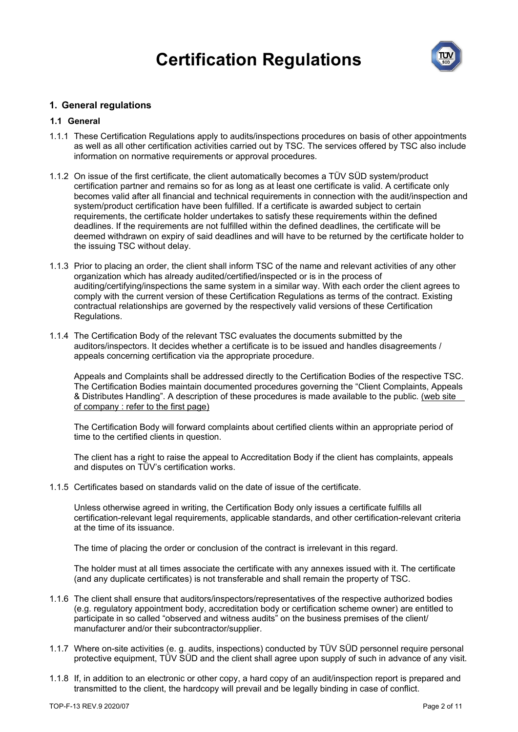# Certification Regulations

## 1. General regulations

### 1.1 General

1.1.1 These Certification Regulations apply to audits/inspections procedures on basis of other appointments as well as all other certification activities carried out by TSC. The services offered by TSC also include information on normative requirements or approval procedures.

1.1.2 On issue of the first certificate, the client automatically becomes a TÜV SÜD system/product certification partner and remains so for as long as at least one certificate is valid. A certificate only becomes valid after all financial and technical requirements in connection with the audit/inspection and system/product certification have been fulfilled. If a certificate is awarded subject to certain requirements, the certificate holder undertakes to satisfy these requirements within the defined deadlines. If the requirements are not fulfilled within the defined deadlines, the certificate will be deemed withdrawn on expiry of said deadlines and will have to be returned by the certificate holder to the issuing TSC without delay.

1.1.3 Prior to placing an order, the client shall inform TSC of the name and relevant activities of any other organization which has already audited/certified/inspected or is in the process of auditing/certifying/inspections the same system in a similar way. With each order the client agrees to comply with the current version of these Certification Regulations as terms of the contract. Existing contractual relationships are governed by the respectively valid versions of these Certification Regulations.

1.1.4 The Certification Body of the relevant TSC evaluates the documents submitted by the auditors/inspectors. It decides whether a certificate is to be issued and handles disagreements / appeals concerning certification via the appropriate procedure.

Appeals and Complaints shall be addressed directly to the Certification Bodies of the respective TSC. The Certification Bodies maintain documented procedures governing the "Client Complaints, Appeals & Distributes Handling". A description of these procedures is made available to the public. (web site of company : refer to the first page)

The Certification Body will forward complaints about certified clients within an appropriate period of time to the certified clients in question.

The client has a right to raise the appeal to Accreditation Body if the client has complaints, appeals and disputes on TÜV's certification works.

1.1.5 Certificates based on standards valid on the date of issue of the certificate.

Unless otherwise agreed in writing, the Certification Body only issues a certificate fulfills all certification-relevant legal requirements, applicable standards, and other certification-relevant criteria at the time of its issuance.

The time of placing the order or conclusion of the contract is irrelevant in this regard.

The holder must at all times associate the certificate with any annexes issued with it. The certificate (and any duplicate certificates) is not transferable and shall remain the property of TSC.

1.1.6 The client shall ensure that auditors/inspectors/representatives of the respective authorized bodies (e.g. regulatory appointment body, accreditation body or certification scheme owner) are entitled to participate in so called "observed and witness audits" on the business premises of the client/ manufacturer and/or their subcontractor/supplier.

1.1.7 Where on-site activities (e. g. audits, inspections) conducted by TÜV SÜD personnel require personal protective equipment, TÜV SÜD and the client shall agree upon supply of such in advance of any visit.

1.1.8 If, in addition to an electronic or other copy, a hard copy of an audit/inspection report is prepared and transmitted to the client, the hardcopy will prevail and be legally binding in case of conflict.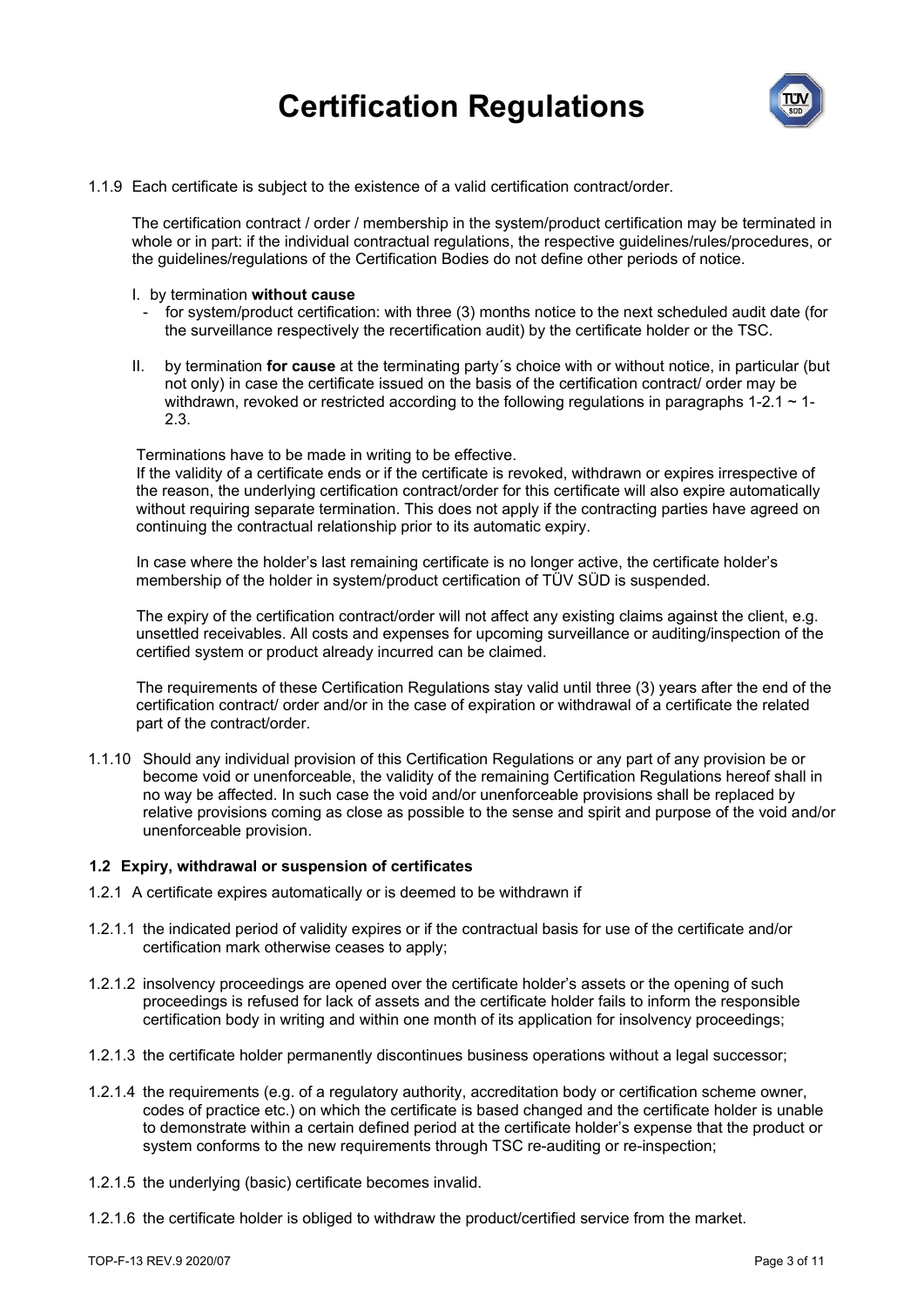# Certification Regulations

1.1.9 Each certificate is subject to the existence of a valid certification contract/order.

The certification contract / order / membership in the system/product certification may be terminated in whole or in part: if the individual contractual regulations, the respective guidelines/rules/procedures, or the guidelines/regulations of the Certification Bodies do not define other periods of notice.

I. by termination **without cause**
   - for system/product certification: with three (3) months notice to the next scheduled audit date (for the surveillance respectively the recertification audit) by the certificate holder or the TSC.

II. by termination **for cause** at the terminating party´s choice with or without notice, in particular (but not only) in case the certificate issued on the basis of the certification contract/ order may be withdrawn, revoked or restricted according to the following regulations in paragraphs 1-2.1 ~ 1-2.3.

Terminations have to be made in writing to be effective.
If the validity of a certificate ends or if the certificate is revoked, withdrawn or expires irrespective of the reason, the underlying certification contract/order for this certificate will also expire automatically without requiring separate termination. This does not apply if the contracting parties have agreed on continuing the contractual relationship prior to its automatic expiry.

In case where the holder's last remaining certificate is no longer active, the certificate holder's membership of the holder in system/product certification of TÜV SÜD is suspended.

The expiry of the certification contract/order will not affect any existing claims against the client, e.g. unsettled receivables. All costs and expenses for upcoming surveillance or auditing/inspection of the certified system or product already incurred can be claimed.

The requirements of these Certification Regulations stay valid until three (3) years after the end of the certification contract/ order and/or in the case of expiration or withdrawal of a certificate the related part of the contract/order.

1.1.10 Should any individual provision of this Certification Regulations or any part of any provision be or become void or unenforceable, the validity of the remaining Certification Regulations hereof shall in no way be affected. In such case the void and/or unenforceable provisions shall be replaced by relative provisions coming as close as possible to the sense and spirit and purpose of the void and/or unenforceable provision.

### 1.2 Expiry, withdrawal or suspension of certificates

1.2.1 A certificate expires automatically or is deemed to be withdrawn if

1.2.1.1 the indicated period of validity expires or if the contractual basis for use of the certificate and/or certification mark otherwise ceases to apply;

1.2.1.2 insolvency proceedings are opened over the certificate holder's assets or the opening of such proceedings is refused for lack of assets and the certificate holder fails to inform the responsible certification body in writing and within one month of its application for insolvency proceedings;

1.2.1.3 the certificate holder permanently discontinues business operations without a legal successor;

1.2.1.4 the requirements (e.g. of a regulatory authority, accreditation body or certification scheme owner, codes of practice etc.) on which the certificate is based changed and the certificate holder is unable to demonstrate within a certain defined period at the certificate holder's expense that the product or system conforms to the new requirements through TSC re-auditing or re-inspection;

1.2.1.5 the underlying (basic) certificate becomes invalid.

1.2.1.6 the certificate holder is obliged to withdraw the product/certified service from the market.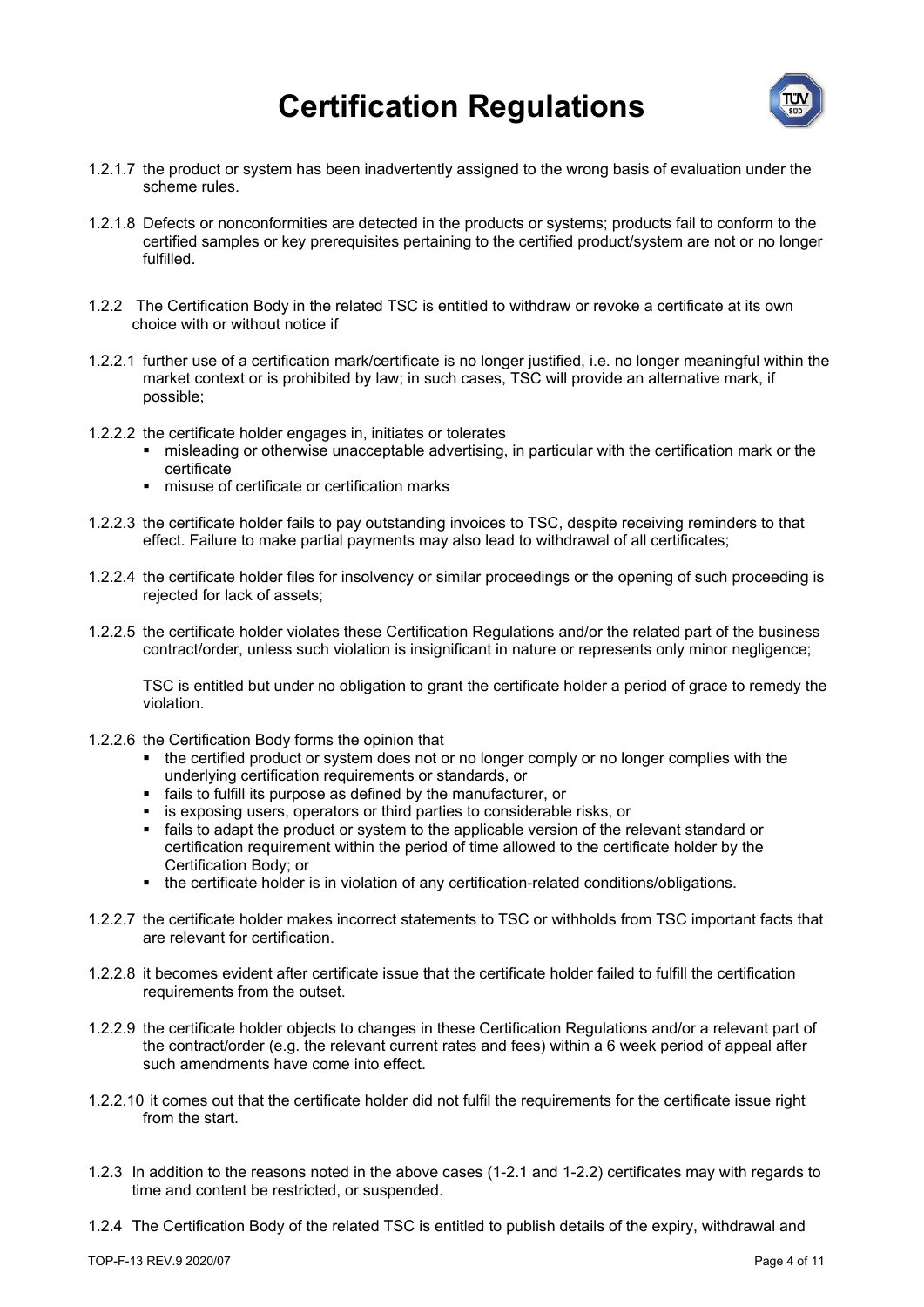1.2.1.7 the product or system has been inadvertently assigned to the wrong basis of evaluation under the scheme rules.

1.2.1.8 Defects or nonconformities are detected in the products or systems; products fail to conform to the certified samples or key prerequisites pertaining to the certified product/system are not or no longer fulfilled.

1.2.2 The Certification Body in the related TSC is entitled to withdraw or revoke a certificate at its own choice with or without notice if

1.2.2.1 further use of a certification mark/certificate is no longer justified, i.e. no longer meaningful within the market context or is prohibited by law; in such cases, TSC will provide an alternative mark, if possible;

1.2.2.2 the certificate holder engages in, initiates or tolerates

- misleading or otherwise unacceptable advertising, in particular with the certification mark or the certificate
- misuse of certificate or certification marks

1.2.2.3 the certificate holder fails to pay outstanding invoices to TSC, despite receiving reminders to that effect. Failure to make partial payments may also lead to withdrawal of all certificates;

1.2.2.4 the certificate holder files for insolvency or similar proceedings or the opening of such proceeding is rejected for lack of assets;

1.2.2.5 the certificate holder violates these Certification Regulations and/or the related part of the business contract/order, unless such violation is insignificant in nature or represents only minor negligence;

TSC is entitled but under no obligation to grant the certificate holder a period of grace to remedy the violation.

1.2.2.6 the Certification Body forms the opinion that

- the certified product or system does not or no longer comply or no longer complies with the underlying certification requirements or standards, or
- fails to fulfill its purpose as defined by the manufacturer, or
- is exposing users, operators or third parties to considerable risks, or
- fails to adapt the product or system to the applicable version of the relevant standard or certification requirement within the period of time allowed to the certificate holder by the Certification Body; or
- the certificate holder is in violation of any certification-related conditions/obligations.

1.2.2.7 the certificate holder makes incorrect statements to TSC or withholds from TSC important facts that are relevant for certification.

1.2.2.8 it becomes evident after certificate issue that the certificate holder failed to fulfill the certification requirements from the outset.

1.2.2.9 the certificate holder objects to changes in these Certification Regulations and/or a relevant part of the contract/order (e.g. the relevant current rates and fees) within a 6 week period of appeal after such amendments have come into effect.

1.2.2.10 it comes out that the certificate holder did not fulfil the requirements for the certificate issue right from the start.

1.2.3 In addition to the reasons noted in the above cases (1-2.1 and 1-2.2) certificates may with regards to time and content be restricted, or suspended.

1.2.4 The Certification Body of the related TSC is entitled to publish details of the expiry, withdrawal and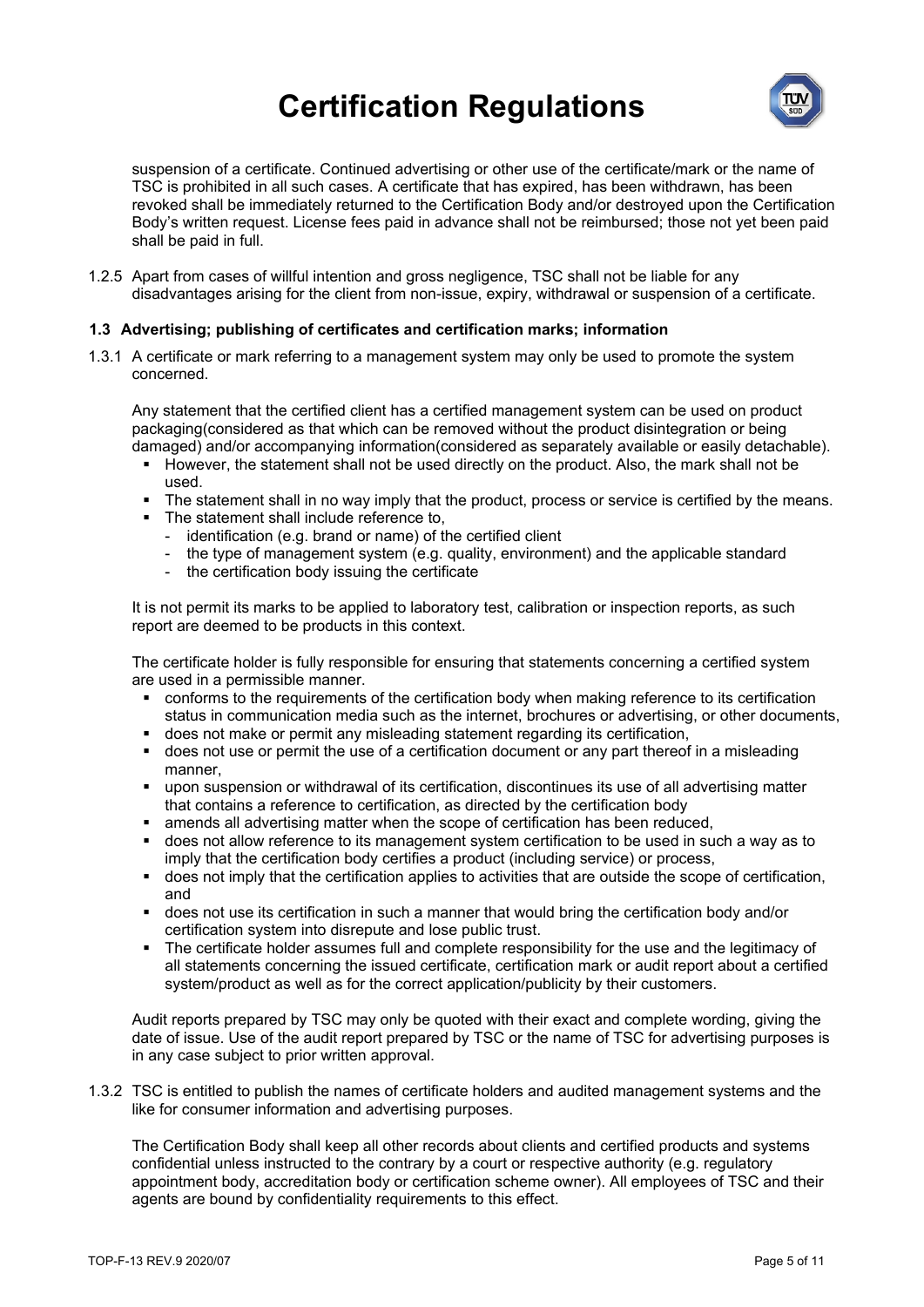suspension of a certificate. Continued advertising or other use of the certificate/mark or the name of TSC is prohibited in all such cases. A certificate that has expired, has been withdrawn, has been revoked shall be immediately returned to the Certification Body and/or destroyed upon the Certification Body's written request. License fees paid in advance shall not be reimbursed; those not yet been paid shall be paid in full.

1.2.5 Apart from cases of willful intention and gross negligence, TSC shall not be liable for any disadvantages arising for the client from non-issue, expiry, withdrawal or suspension of a certificate.

### 1.3 Advertising; publishing of certificates and certification marks; information

1.3.1 A certificate or mark referring to a management system may only be used to promote the system concerned.

Any statement that the certified client has a certified management system can be used on product packaging(considered as that which can be removed without the product disintegration or being damaged) and/or accompanying information(considered as separately available or easily detachable).

- However, the statement shall not be used directly on the product. Also, the mark shall not be used.
- The statement shall in no way imply that the product, process or service is certified by the means.
- The statement shall include reference to,
  - identification (e.g. brand or name) of the certified client
  - the type of management system (e.g. quality, environment) and the applicable standard
  - the certification body issuing the certificate

It is not permit its marks to be applied to laboratory test, calibration or inspection reports, as such report are deemed to be products in this context.

The certificate holder is fully responsible for ensuring that statements concerning a certified system are used in a permissible manner.

- conforms to the requirements of the certification body when making reference to its certification status in communication media such as the internet, brochures or advertising, or other documents,
- does not make or permit any misleading statement regarding its certification,
- does not use or permit the use of a certification document or any part thereof in a misleading manner,
- upon suspension or withdrawal of its certification, discontinues its use of all advertising matter that contains a reference to certification, as directed by the certification body
- amends all advertising matter when the scope of certification has been reduced,
- does not allow reference to its management system certification to be used in such a way as to imply that the certification body certifies a product (including service) or process,
- does not imply that the certification applies to activities that are outside the scope of certification, and
- does not use its certification in such a manner that would bring the certification body and/or certification system into disrepute and lose public trust.
- The certificate holder assumes full and complete responsibility for the use and the legitimacy of all statements concerning the issued certificate, certification mark or audit report about a certified system/product as well as for the correct application/publicity by their customers.

Audit reports prepared by TSC may only be quoted with their exact and complete wording, giving the date of issue. Use of the audit report prepared by TSC or the name of TSC for advertising purposes is in any case subject to prior written approval.

1.3.2 TSC is entitled to publish the names of certificate holders and audited management systems and the like for consumer information and advertising purposes.

The Certification Body shall keep all other records about clients and certified products and systems confidential unless instructed to the contrary by a court or respective authority (e.g. regulatory appointment body, accreditation body or certification scheme owner). All employees of TSC and their agents are bound by confidentiality requirements to this effect.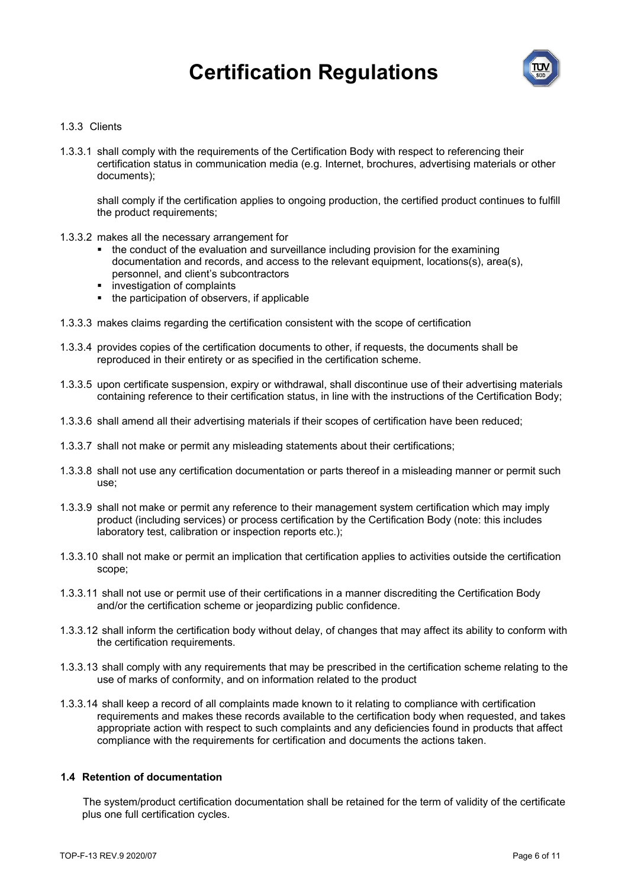# Certification Regulations

1.3.3 Clients

1.3.3.1 shall comply with the requirements of the Certification Body with respect to referencing their certification status in communication media (e.g. Internet, brochures, advertising materials or other documents);

shall comply if the certification applies to ongoing production, the certified product continues to fulfill the product requirements;

1.3.3.2 makes all the necessary arrangement for

- the conduct of the evaluation and surveillance including provision for the examining documentation and records, and access to the relevant equipment, locations(s), area(s), personnel, and client's subcontractors
- investigation of complaints
- the participation of observers, if applicable

1.3.3.3 makes claims regarding the certification consistent with the scope of certification

1.3.3.4 provides copies of the certification documents to other, if requests, the documents shall be reproduced in their entirety or as specified in the certification scheme.

1.3.3.5 upon certificate suspension, expiry or withdrawal, shall discontinue use of their advertising materials containing reference to their certification status, in line with the instructions of the Certification Body;

1.3.3.6 shall amend all their advertising materials if their scopes of certification have been reduced;

1.3.3.7 shall not make or permit any misleading statements about their certifications;

1.3.3.8 shall not use any certification documentation or parts thereof in a misleading manner or permit such use;

1.3.3.9 shall not make or permit any reference to their management system certification which may imply product (including services) or process certification by the Certification Body (note: this includes laboratory test, calibration or inspection reports etc.);

1.3.3.10 shall not make or permit an implication that certification applies to activities outside the certification scope;

1.3.3.11 shall not use or permit use of their certifications in a manner discrediting the Certification Body and/or the certification scheme or jeopardizing public confidence.

1.3.3.12 shall inform the certification body without delay, of changes that may affect its ability to conform with the certification requirements.

1.3.3.13 shall comply with any requirements that may be prescribed in the certification scheme relating to the use of marks of conformity, and on information related to the product

1.3.3.14 shall keep a record of all complaints made known to it relating to compliance with certification requirements and makes these records available to the certification body when requested, and takes appropriate action with respect to such complaints and any deficiencies found in products that affect compliance with the requirements for certification and documents the actions taken.

## 1.4 Retention of documentation

The system/product certification documentation shall be retained for the term of validity of the certificate plus one full certification cycles.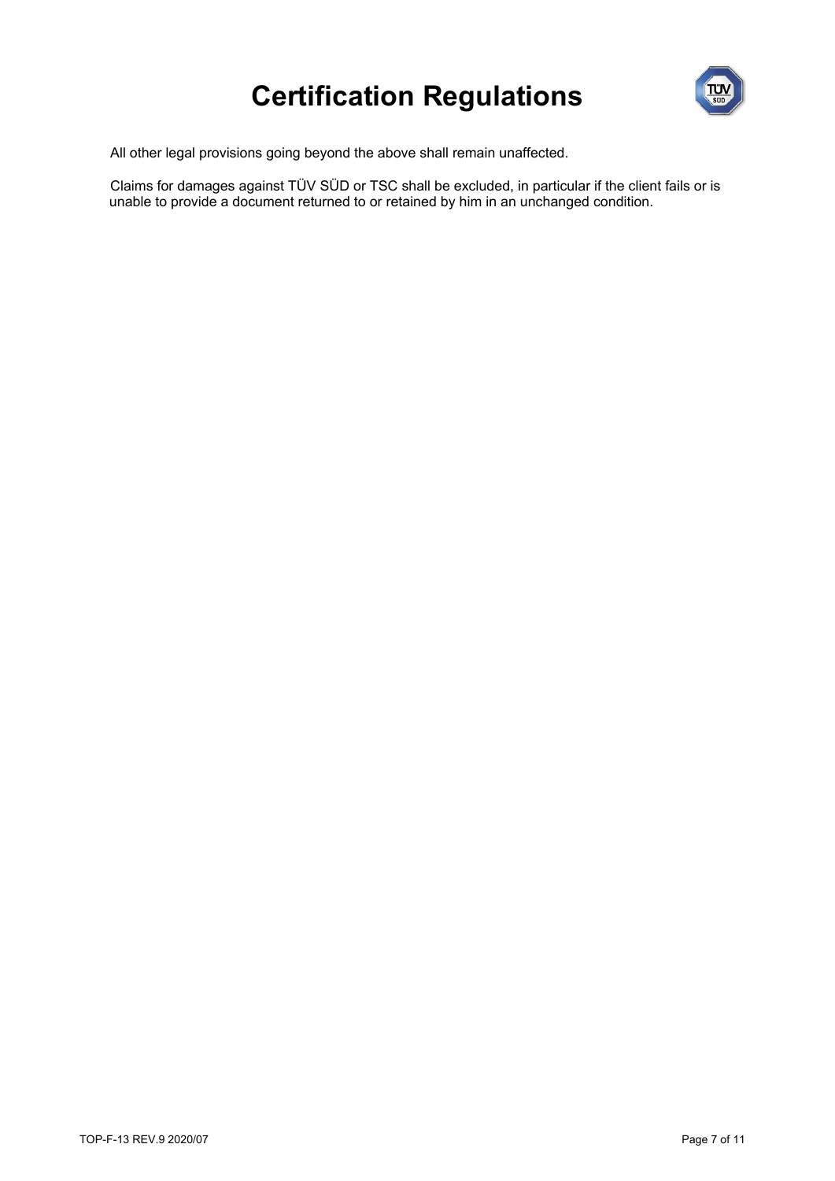All other legal provisions going beyond the above shall remain unaffected.

Claims for damages against TÜV SÜD or TSC shall be excluded, in particular if the client fails or is unable to provide a document returned to or retained by him in an unchanged condition.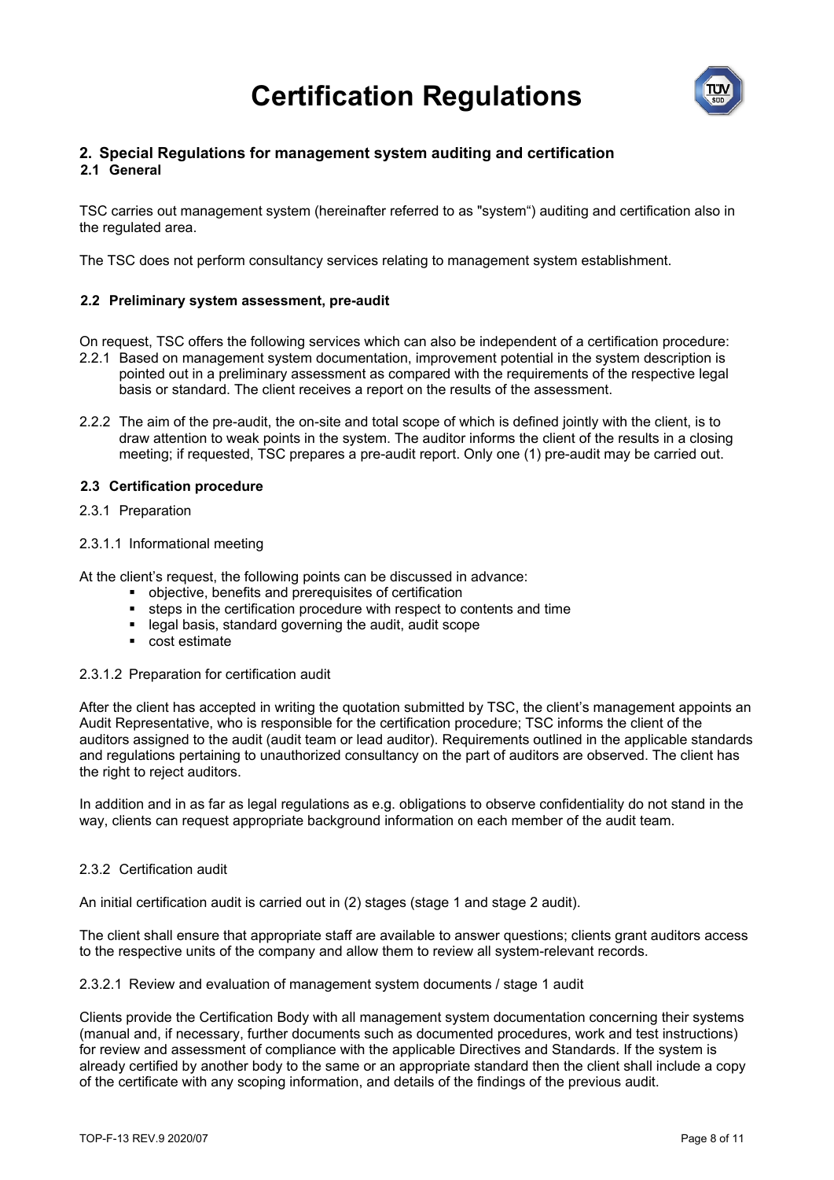# Certification Regulations

## 2. Special Regulations for management system auditing and certification

### 2.1 General

TSC carries out management system (hereinafter referred to as "system") auditing and certification also in the regulated area.

The TSC does not perform consultancy services relating to management system establishment.

### 2.2 Preliminary system assessment, pre-audit

On request, TSC offers the following services which can also be independent of a certification procedure:

2.2.1 Based on management system documentation, improvement potential in the system description is pointed out in a preliminary assessment as compared with the requirements of the respective legal basis or standard. The client receives a report on the results of the assessment.

2.2.2 The aim of the pre-audit, the on-site and total scope of which is defined jointly with the client, is to draw attention to weak points in the system. The auditor informs the client of the results in a closing meeting; if requested, TSC prepares a pre-audit report. Only one (1) pre-audit may be carried out.

### 2.3 Certification procedure

2.3.1 Preparation

2.3.1.1 Informational meeting

At the client's request, the following points can be discussed in advance:

- objective, benefits and prerequisites of certification
- steps in the certification procedure with respect to contents and time
- legal basis, standard governing the audit, audit scope
- cost estimate

2.3.1.2 Preparation for certification audit

After the client has accepted in writing the quotation submitted by TSC, the client's management appoints an Audit Representative, who is responsible for the certification procedure; TSC informs the client of the auditors assigned to the audit (audit team or lead auditor). Requirements outlined in the applicable standards and regulations pertaining to unauthorized consultancy on the part of auditors are observed. The client has the right to reject auditors.

In addition and in as far as legal regulations as e.g. obligations to observe confidentiality do not stand in the way, clients can request appropriate background information on each member of the audit team.

2.3.2 Certification audit

An initial certification audit is carried out in (2) stages (stage 1 and stage 2 audit).

The client shall ensure that appropriate staff are available to answer questions; clients grant auditors access to the respective units of the company and allow them to review all system-relevant records.

2.3.2.1 Review and evaluation of management system documents / stage 1 audit

Clients provide the Certification Body with all management system documentation concerning their systems (manual and, if necessary, further documents such as documented procedures, work and test instructions) for review and assessment of compliance with the applicable Directives and Standards. If the system is already certified by another body to the same or an appropriate standard then the client shall include a copy of the certificate with any scoping information, and details of the findings of the previous audit.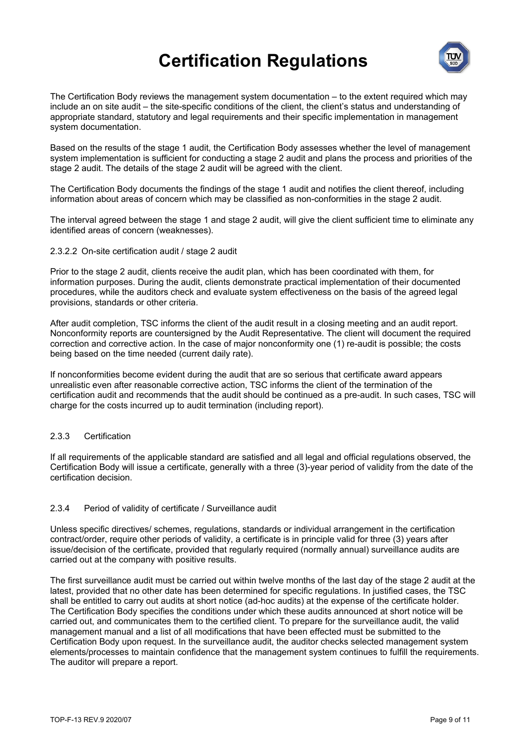The Certification Body reviews the management system documentation – to the extent required which may include an on site audit – the site-specific conditions of the client, the client's status and understanding of appropriate standard, statutory and legal requirements and their specific implementation in management system documentation.

Based on the results of the stage 1 audit, the Certification Body assesses whether the level of management system implementation is sufficient for conducting a stage 2 audit and plans the process and priorities of the stage 2 audit. The details of the stage 2 audit will be agreed with the client.

The Certification Body documents the findings of the stage 1 audit and notifies the client thereof, including information about areas of concern which may be classified as non-conformities in the stage 2 audit.

The interval agreed between the stage 1 and stage 2 audit, will give the client sufficient time to eliminate any identified areas of concern (weaknesses).

#### 2.3.2.2 On-site certification audit / stage 2 audit

Prior to the stage 2 audit, clients receive the audit plan, which has been coordinated with them, for information purposes. During the audit, clients demonstrate practical implementation of their documented procedures, while the auditors check and evaluate system effectiveness on the basis of the agreed legal provisions, standards or other criteria.

After audit completion, TSC informs the client of the audit result in a closing meeting and an audit report. Nonconformity reports are countersigned by the Audit Representative. The client will document the required correction and corrective action. In the case of major nonconformity one (1) re-audit is possible; the costs being based on the time needed (current daily rate).

If nonconformities become evident during the audit that are so serious that certificate award appears unrealistic even after reasonable corrective action, TSC informs the client of the termination of the certification audit and recommends that the audit should be continued as a pre-audit. In such cases, TSC will charge for the costs incurred up to audit termination (including report).

### 2.3.3 Certification

If all requirements of the applicable standard are satisfied and all legal and official regulations observed, the Certification Body will issue a certificate, generally with a three (3)-year period of validity from the date of the certification decision.

### 2.3.4 Period of validity of certificate / Surveillance audit

Unless specific directives/ schemes, regulations, standards or individual arrangement in the certification contract/order, require other periods of validity, a certificate is in principle valid for three (3) years after issue/decision of the certificate, provided that regularly required (normally annual) surveillance audits are carried out at the company with positive results.

The first surveillance audit must be carried out within twelve months of the last day of the stage 2 audit at the latest, provided that no other date has been determined for specific regulations. In justified cases, the TSC shall be entitled to carry out audits at short notice (ad-hoc audits) at the expense of the certificate holder. The Certification Body specifies the conditions under which these audits announced at short notice will be carried out, and communicates them to the certified client. To prepare for the surveillance audit, the valid management manual and a list of all modifications that have been effected must be submitted to the Certification Body upon request. In the surveillance audit, the auditor checks selected management system elements/processes to maintain confidence that the management system continues to fulfill the requirements. The auditor will prepare a report.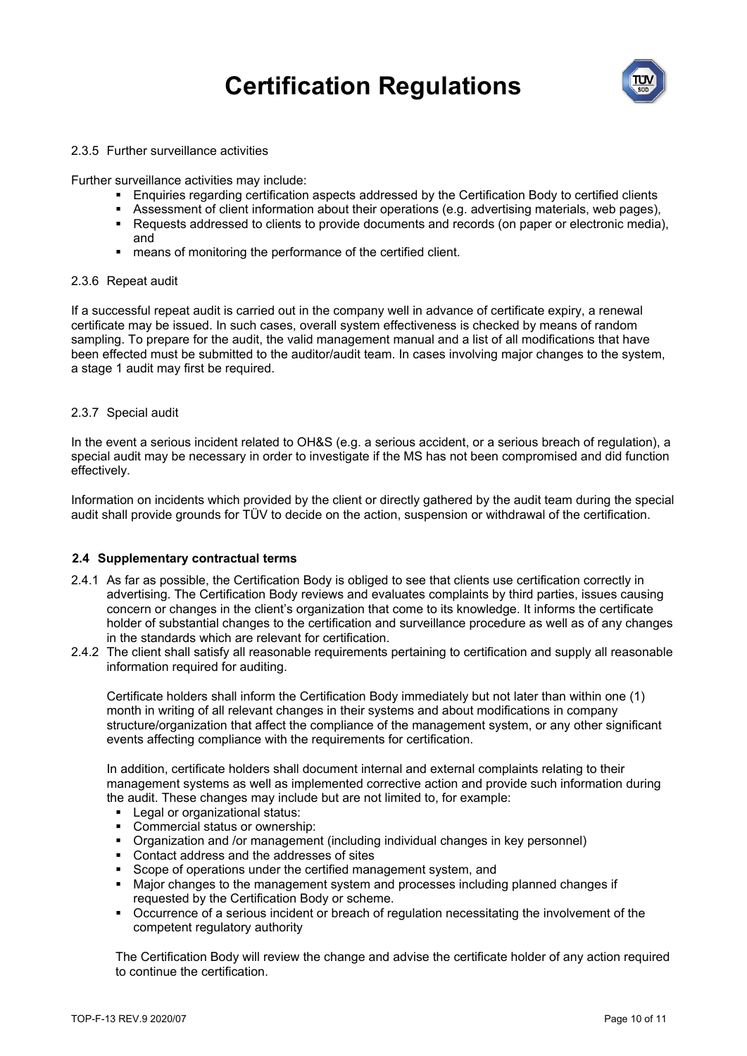#### 2.3.5 Further surveillance activities

Further surveillance activities may include:

- Enquiries regarding certification aspects addressed by the Certification Body to certified clients
- Assessment of client information about their operations (e.g. advertising materials, web pages),
- Requests addressed to clients to provide documents and records (on paper or electronic media), and
- means of monitoring the performance of the certified client.

#### 2.3.6 Repeat audit

If a successful repeat audit is carried out in the company well in advance of certificate expiry, a renewal certificate may be issued. In such cases, overall system effectiveness is checked by means of random sampling. To prepare for the audit, the valid management manual and a list of all modifications that have been effected must be submitted to the auditor/audit team. In cases involving major changes to the system, a stage 1 audit may first be required.

#### 2.3.7 Special audit

In the event a serious incident related to OH&S (e.g. a serious accident, or a serious breach of regulation), a special audit may be necessary in order to investigate if the MS has not been compromised and did function effectively.

Information on incidents which provided by the client or directly gathered by the audit team during the special audit shall provide grounds for TÜV to decide on the action, suspension or withdrawal of the certification.

### 2.4 Supplementary contractual terms

2.4.1 As far as possible, the Certification Body is obliged to see that clients use certification correctly in advertising. The Certification Body reviews and evaluates complaints by third parties, issues causing concern or changes in the client's organization that come to its knowledge. It informs the certificate holder of substantial changes to the certification and surveillance procedure as well as of any changes in the standards which are relevant for certification.

2.4.2 The client shall satisfy all reasonable requirements pertaining to certification and supply all reasonable information required for auditing.

Certificate holders shall inform the Certification Body immediately but not later than within one (1) month in writing of all relevant changes in their systems and about modifications in company structure/organization that affect the compliance of the management system, or any other significant events affecting compliance with the requirements for certification.

In addition, certificate holders shall document internal and external complaints relating to their management systems as well as implemented corrective action and provide such information during the audit. These changes may include but are not limited to, for example:

- Legal or organizational status:
- Commercial status or ownership:
- Organization and /or management (including individual changes in key personnel)
- Contact address and the addresses of sites
- Scope of operations under the certified management system, and
- Major changes to the management system and processes including planned changes if requested by the Certification Body or scheme.
- Occurrence of a serious incident or breach of regulation necessitating the involvement of the competent regulatory authority

The Certification Body will review the change and advise the certificate holder of any action required to continue the certification.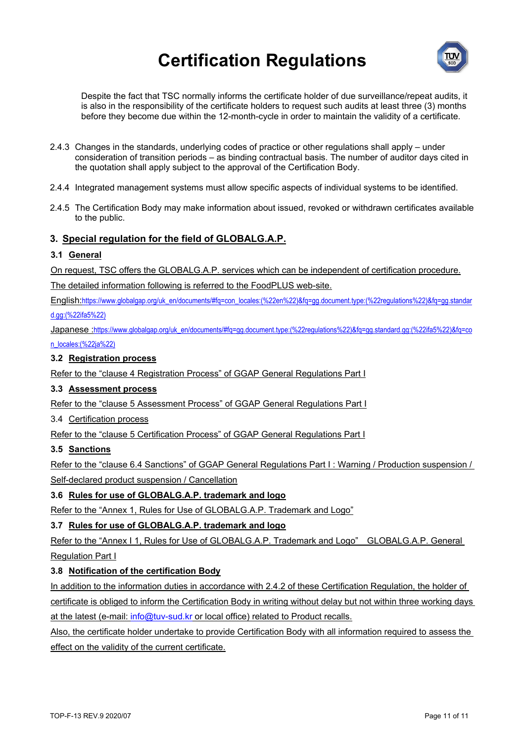Despite the fact that TSC normally informs the certificate holder of due surveillance/repeat audits, it is also in the responsibility of the certificate holders to request such audits at least three (3) months before they become due within the 12-month-cycle in order to maintain the validity of a certificate.

2.4.3 Changes in the standards, underlying codes of practice or other regulations shall apply – under consideration of transition periods – as binding contractual basis. The number of auditor days cited in the quotation shall apply subject to the approval of the Certification Body.

2.4.4 Integrated management systems must allow specific aspects of individual systems to be identified.

2.4.5 The Certification Body may make information about issued, revoked or withdrawn certificates available to the public.

## 3. Special regulation for the field of GLOBALG.A.P.

### 3.1 General

On request, TSC offers the GLOBALG.A.P. services which can be independent of certification procedure.

The detailed information following is referred to the FoodPLUS web-site.

English:https://www.globalgap.org/uk_en/documents/#fq=con_locales:(%22en%22)&fq=gg.document.type:(%22regulations%22)&fq=gg.standard.gg:(%22ifa5%22)

Japanese :https://www.globalgap.org/uk_en/documents/#fq=gg.document.type:(%22regulations%22)&fq=gg.standard.gg:(%22ifa5%22)&fq=con_locales:(%22ja%22)

### 3.2 Registration process

Refer to the "clause 4 Registration Process" of GGAP General Regulations Part I

### 3.3 Assessment process

Refer to the "clause 5 Assessment Process" of GGAP General Regulations Part I

### 3.4 Certification process

Refer to the "clause 5 Certification Process" of GGAP General Regulations Part I

### 3.5 Sanctions

Refer to the "clause 6.4 Sanctions" of GGAP General Regulations Part I : Warning / Production suspension / Self-declared product suspension / Cancellation

### 3.6 Rules for use of GLOBALG.A.P. trademark and logo

Refer to the "Annex 1, Rules for Use of GLOBALG.A.P. Trademark and Logo"

### 3.7 Rules for use of GLOBALG.A.P. trademark and logo

Refer to the "Annex I 1, Rules for Use of GLOBALG.A.P. Trademark and Logo"  GLOBALG.A.P. General Regulation Part I

### 3.8 Notification of the certification Body

In addition to the information duties in accordance with 2.4.2 of these Certification Regulation, the holder of certificate is obliged to inform the Certification Body in writing without delay but not within three working days at the latest (e-mail: info@tuv-sud.kr or local office) related to Product recalls.

Also, the certificate holder undertake to provide Certification Body with all information required to assess the effect on the validity of the current certificate.